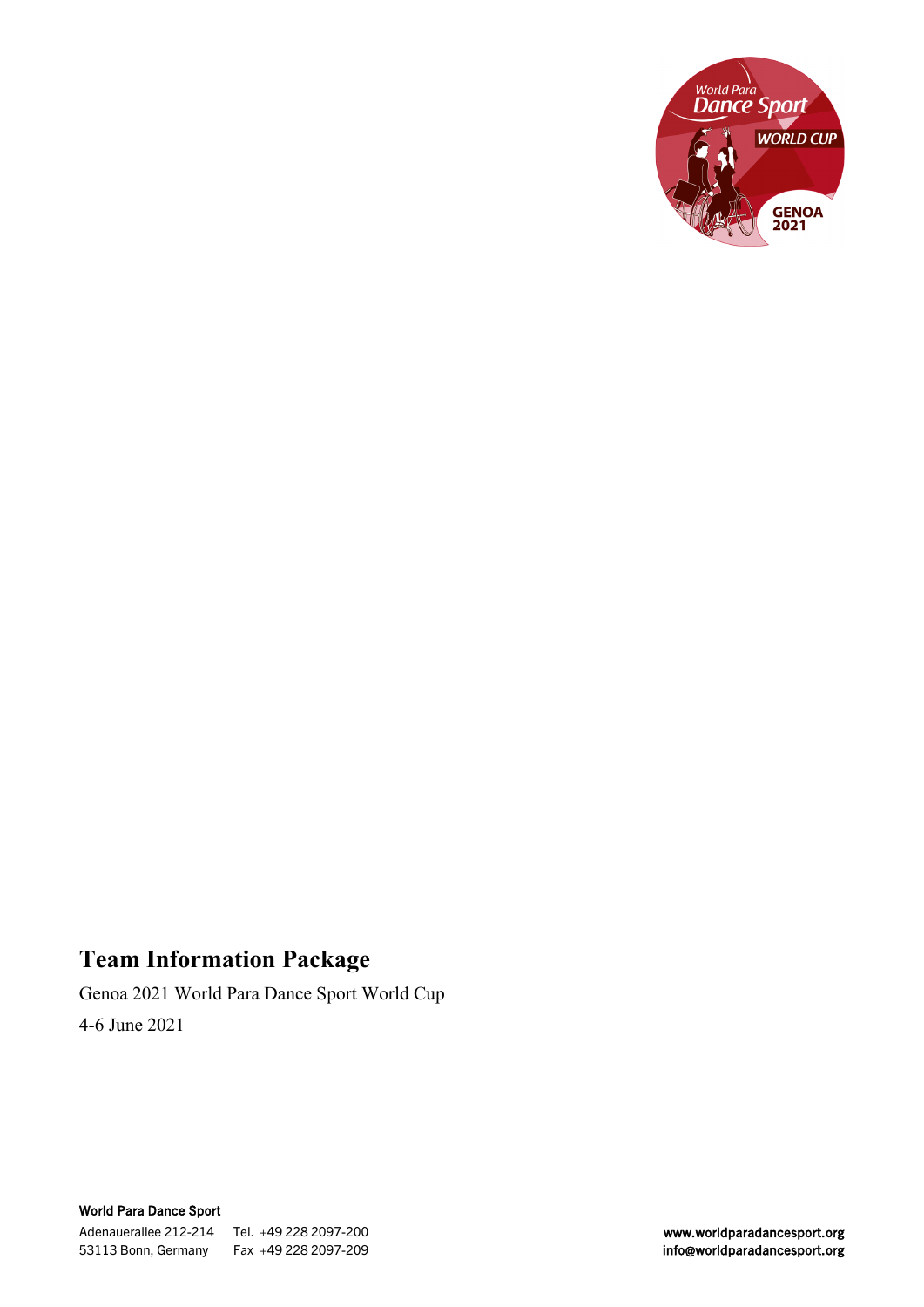# Team Information Package

Genoa 2021 World Para Dance Sport World Cup

4-6 June 2021

**World Para Dance Sport**

Adenauerallee 212-214
53113 Bonn, Germany

Tel. +49 228 2097-200
Fax +49 228 2097-209

www.worldparadancesport.org
info@worldparadancesport.org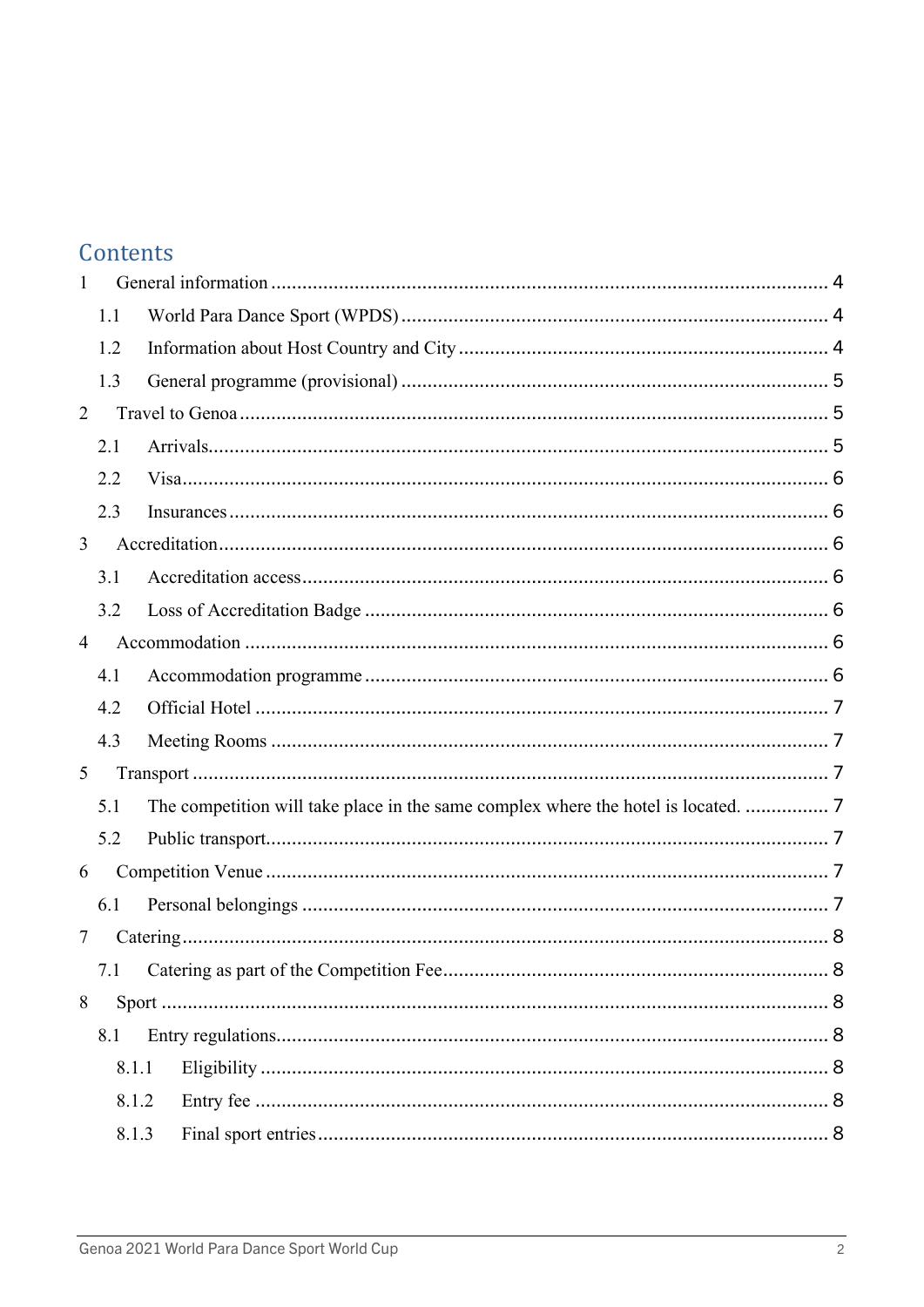# Contents

1 General information .......... 4
- 1.1 World Para Dance Sport (WPDS) .......... 4
- 1.2 Information about Host Country and City .......... 4
- 1.3 General programme (provisional) .......... 5

2 Travel to Genoa .......... 5
- 2.1 Arrivals .......... 5
- 2.2 Visa .......... 6
- 2.3 Insurances .......... 6

3 Accreditation .......... 6
- 3.1 Accreditation access .......... 6
- 3.2 Loss of Accreditation Badge .......... 6

4 Accommodation .......... 6
- 4.1 Accommodation programme .......... 6
- 4.2 Official Hotel .......... 7
- 4.3 Meeting Rooms .......... 7

5 Transport .......... 7
- 5.1 The competition will take place in the same complex where the hotel is located. .......... 7
- 5.2 Public transport .......... 7

6 Competition Venue .......... 7
- 6.1 Personal belongings .......... 7

7 Catering .......... 8
- 7.1 Catering as part of the Competition Fee .......... 8

8 Sport .......... 8
- 8.1 Entry regulations .......... 8
  - 8.1.1 Eligibility .......... 8
  - 8.1.2 Entry fee .......... 8
  - 8.1.3 Final sport entries .......... 8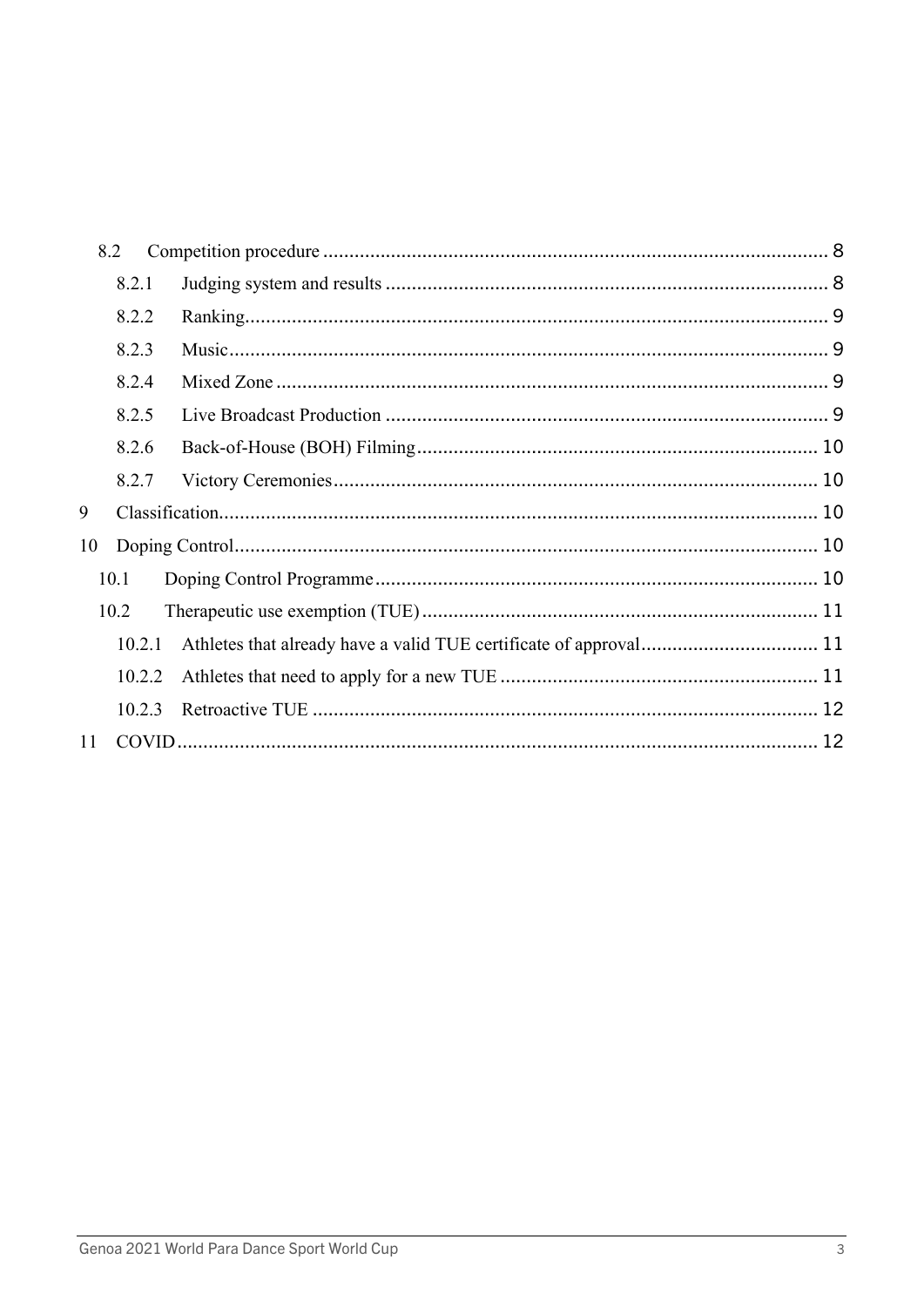8.2 Competition procedure ..................................................................................................... 8

8.2.1 Judging system and results ........................................................................................ 8

8.2.2 Ranking........................................................................................................................ 9

8.2.3 Music........................................................................................................................... 9

8.2.4 Mixed Zone .................................................................................................................. 9

8.2.5 Live Broadcast Production .......................................................................................... 9

8.2.6 Back-of-House (BOH) Filming .................................................................................... 10

8.2.7 Victory Ceremonies.................................................................................................... 10

9 Classification................................................................................................................. 10

10 Doping Control.............................................................................................................. 10

10.1 Doping Control Programme ....................................................................................... 10

10.2 Therapeutic use exemption (TUE) ............................................................................. 11

10.2.1 Athletes that already have a valid TUE certificate of approval .................................. 11

10.2.2 Athletes that need to apply for a new TUE ............................................................... 11

10.2.3 Retroactive TUE ....................................................................................................... 12

11 COVID............................................................................................................................ 12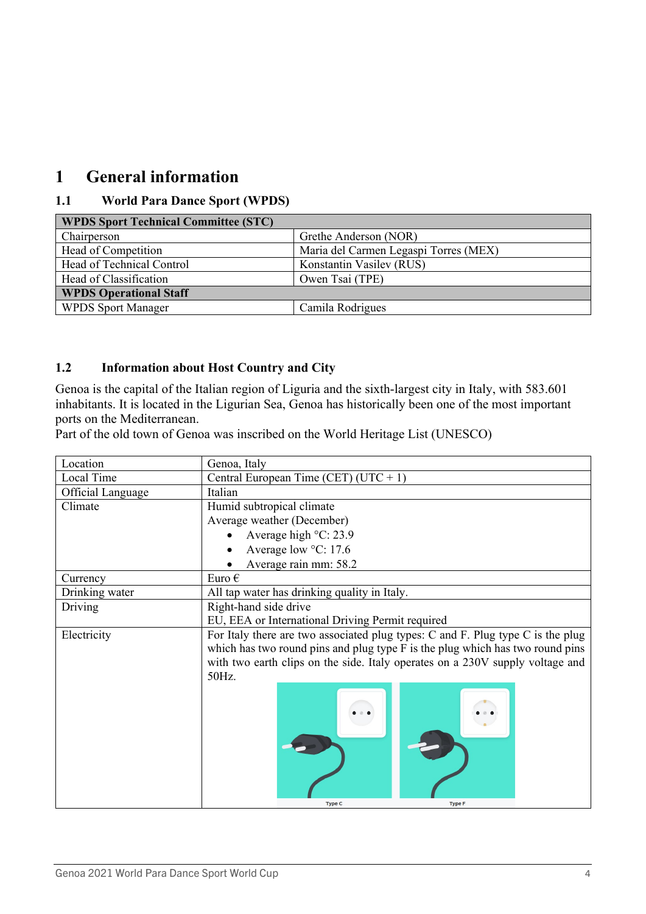# 1 General information

## 1.1 World Para Dance Sport (WPDS)

| **WPDS Sport Technical Committee (STC)** | |
|---|---|
| Chairperson | Grethe Anderson (NOR) |
| Head of Competition | Maria del Carmen Legaspi Torres (MEX) |
| Head of Technical Control | Konstantin Vasilev (RUS) |
| Head of Classification | Owen Tsai (TPE) |
| **WPDS Operational Staff** | |
| WPDS Sport Manager | Camila Rodrigues |

## 1.2 Information about Host Country and City

Genoa is the capital of the Italian region of Liguria and the sixth-largest city in Italy, with 583.601 inhabitants. It is located in the Ligurian Sea, Genoa has historically been one of the most important ports on the Mediterranean.
Part of the old town of Genoa was inscribed on the World Heritage List (UNESCO)

| | |
|---|---|
| Location | Genoa, Italy |
| Local Time | Central European Time (CET) (UTC + 1) |
| Official Language | Italian |
| Climate | Humid subtropical climate<br>Average weather (December)<br>• Average high °C: 23.9<br>• Average low °C: 17.6<br>• Average rain mm: 58.2 |
| Currency | Euro € |
| Drinking water | All tap water has drinking quality in Italy. |
| Driving | Right-hand side drive<br>EU, EEA or International Driving Permit required |
| Electricity | For Italy there are two associated plug types: C and F. Plug type C is the plug which has two round pins and plug type F is the plug which has two round pins with two earth clips on the side. Italy operates on a 230V supply voltage and 50Hz.<br>Type C Type F |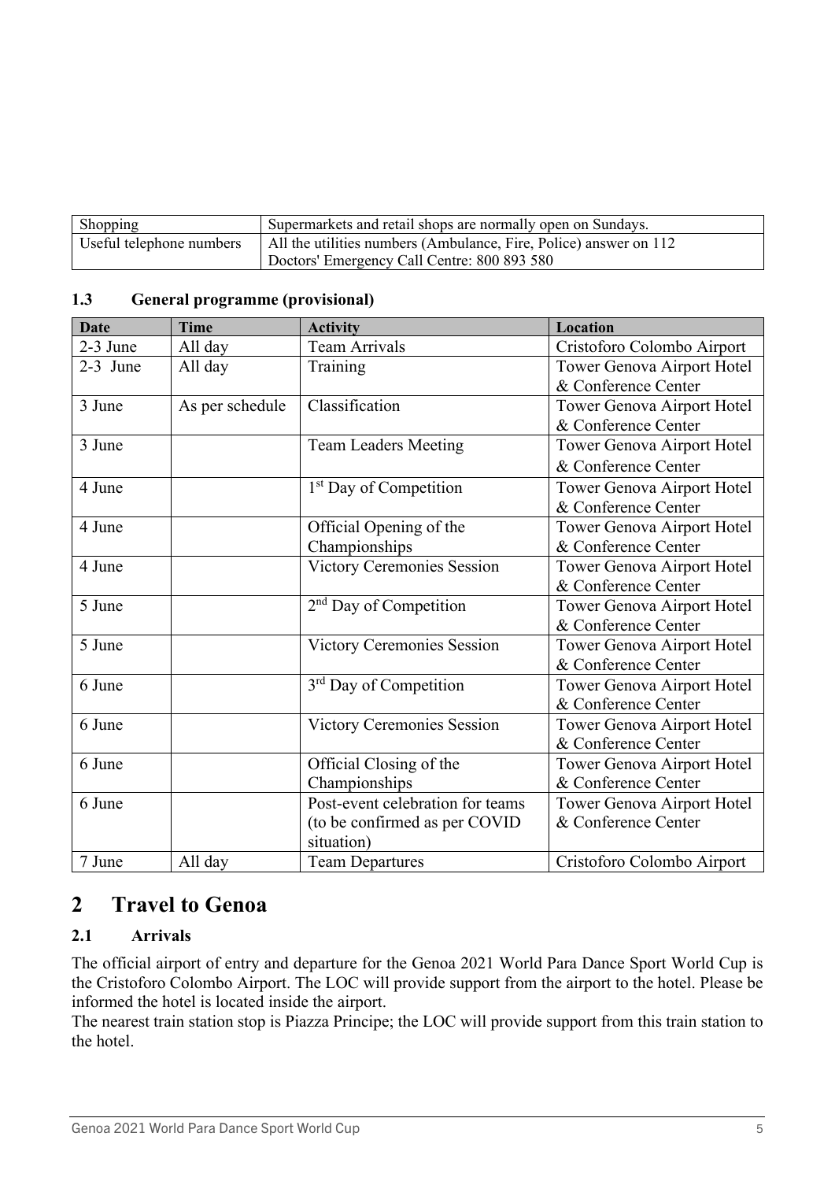| Shopping | Supermarkets and retail shops are normally open on Sundays. |
|---|---|
| Useful telephone numbers | All the utilities numbers (Ambulance, Fire, Police) answer on 112<br>Doctors' Emergency Call Centre: 800 893 580 |

### 1.3 General programme (provisional)

| Date | Time | Activity | Location |
|---|---|---|---|
| 2-3 June | All day | Team Arrivals | Cristoforo Colombo Airport |
| 2-3 June | All day | Training | Tower Genova Airport Hotel & Conference Center |
| 3 June | As per schedule | Classification | Tower Genova Airport Hotel & Conference Center |
| 3 June | | Team Leaders Meeting | Tower Genova Airport Hotel & Conference Center |
| 4 June | | 1st Day of Competition | Tower Genova Airport Hotel & Conference Center |
| 4 June | | Official Opening of the Championships | Tower Genova Airport Hotel & Conference Center |
| 4 June | | Victory Ceremonies Session | Tower Genova Airport Hotel & Conference Center |
| 5 June | | 2nd Day of Competition | Tower Genova Airport Hotel & Conference Center |
| 5 June | | Victory Ceremonies Session | Tower Genova Airport Hotel & Conference Center |
| 6 June | | 3rd Day of Competition | Tower Genova Airport Hotel & Conference Center |
| 6 June | | Victory Ceremonies Session | Tower Genova Airport Hotel & Conference Center |
| 6 June | | Official Closing of the Championships | Tower Genova Airport Hotel & Conference Center |
| 6 June | | Post-event celebration for teams (to be confirmed as per COVID situation) | Tower Genova Airport Hotel & Conference Center |
| 7 June | All day | Team Departures | Cristoforo Colombo Airport |

# 2 Travel to Genoa

### 2.1 Arrivals

The official airport of entry and departure for the Genoa 2021 World Para Dance Sport World Cup is the Cristoforo Colombo Airport. The LOC will provide support from the airport to the hotel. Please be informed the hotel is located inside the airport.

The nearest train station stop is Piazza Principe; the LOC will provide support from this train station to the hotel.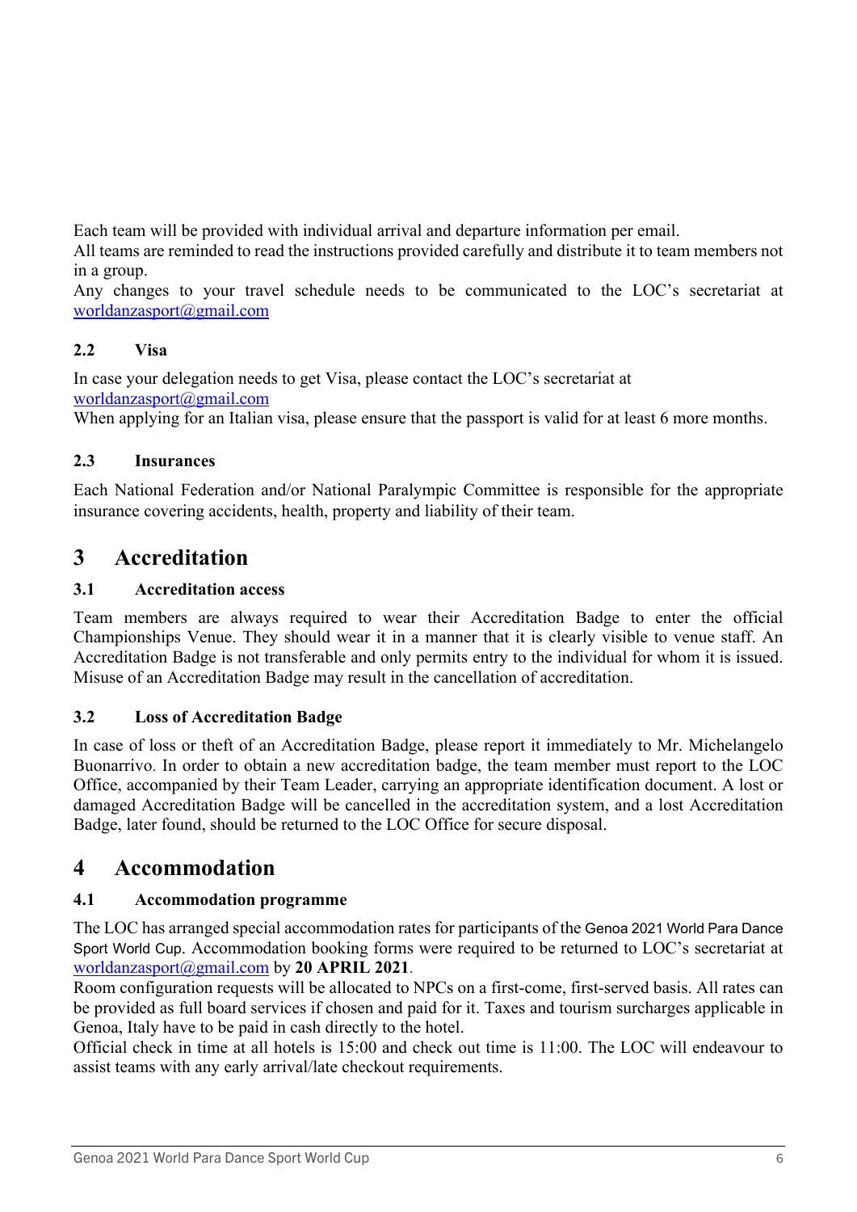Each team will be provided with individual arrival and departure information per email.
All teams are reminded to read the instructions provided carefully and distribute it to team members not in a group.
Any changes to your travel schedule needs to be communicated to the LOC's secretariat at [worldanzasport@gmail.com](mailto:worldanzasport@gmail.com)

### 2.2 Visa

In case your delegation needs to get Visa, please contact the LOC's secretariat at [worldanzasport@gmail.com](mailto:worldanzasport@gmail.com)
When applying for an Italian visa, please ensure that the passport is valid for at least 6 more months.

### 2.3 Insurances

Each National Federation and/or National Paralympic Committee is responsible for the appropriate insurance covering accidents, health, property and liability of their team.

## 3 Accreditation

### 3.1 Accreditation access

Team members are always required to wear their Accreditation Badge to enter the official Championships Venue. They should wear it in a manner that it is clearly visible to venue staff. An Accreditation Badge is not transferable and only permits entry to the individual for whom it is issued. Misuse of an Accreditation Badge may result in the cancellation of accreditation.

### 3.2 Loss of Accreditation Badge

In case of loss or theft of an Accreditation Badge, please report it immediately to Mr. Michelangelo Buonarrivo. In order to obtain a new accreditation badge, the team member must report to the LOC Office, accompanied by their Team Leader, carrying an appropriate identification document. A lost or damaged Accreditation Badge will be cancelled in the accreditation system, and a lost Accreditation Badge, later found, should be returned to the LOC Office for secure disposal.

## 4 Accommodation

### 4.1 Accommodation programme

The LOC has arranged special accommodation rates for participants of the Genoa 2021 World Para Dance Sport World Cup. Accommodation booking forms were required to be returned to LOC's secretariat at [worldanzasport@gmail.com](mailto:worldanzasport@gmail.com) by **20 APRIL 2021**.
Room configuration requests will be allocated to NPCs on a first-come, first-served basis. All rates can be provided as full board services if chosen and paid for it. Taxes and tourism surcharges applicable in Genoa, Italy have to be paid in cash directly to the hotel.
Official check in time at all hotels is 15:00 and check out time is 11:00. The LOC will endeavour to assist teams with any early arrival/late checkout requirements.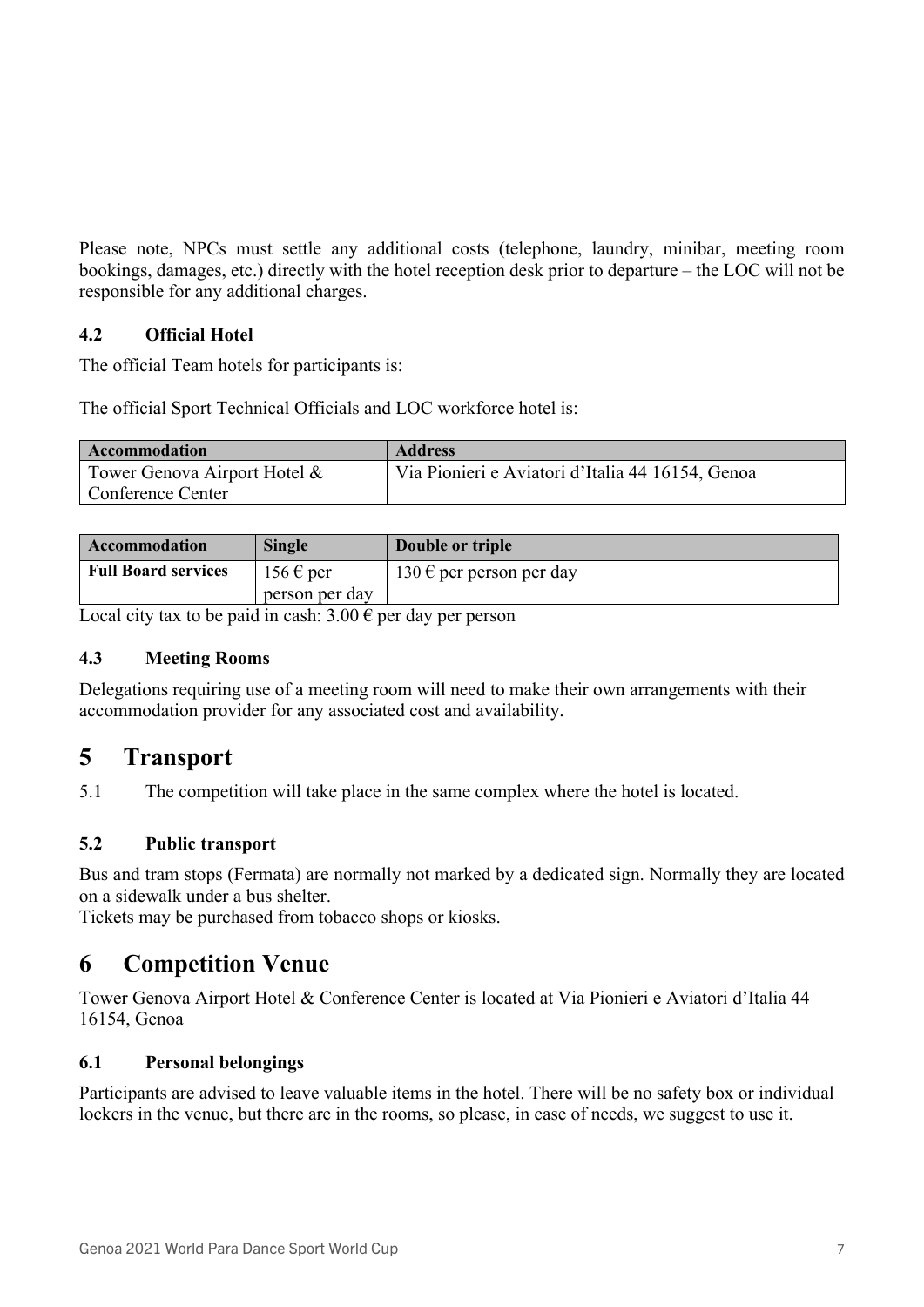Please note, NPCs must settle any additional costs (telephone, laundry, minibar, meeting room bookings, damages, etc.) directly with the hotel reception desk prior to departure – the LOC will not be responsible for any additional charges.

### 4.2 Official Hotel

The official Team hotels for participants is:

The official Sport Technical Officials and LOC workforce hotel is:

| Accommodation | Address |
| --- | --- |
| Tower Genova Airport Hotel & Conference Center | Via Pionieri e Aviatori d'Italia 44 16154, Genoa |

| Accommodation | Single | Double or triple |
| --- | --- | --- |
| **Full Board services** | 156 € per person per day | 130 € per person per day |

Local city tax to be paid in cash: 3.00 € per day per person

### 4.3 Meeting Rooms

Delegations requiring use of a meeting room will need to make their own arrangements with their accommodation provider for any associated cost and availability.

## 5 Transport

5.1 The competition will take place in the same complex where the hotel is located.

### 5.2 Public transport

Bus and tram stops (Fermata) are normally not marked by a dedicated sign. Normally they are located on a sidewalk under a bus shelter.
Tickets may be purchased from tobacco shops or kiosks.

## 6 Competition Venue

Tower Genova Airport Hotel & Conference Center is located at Via Pionieri e Aviatori d'Italia 44 16154, Genoa

### 6.1 Personal belongings

Participants are advised to leave valuable items in the hotel. There will be no safety box or individual lockers in the venue, but there are in the rooms, so please, in case of needs, we suggest to use it.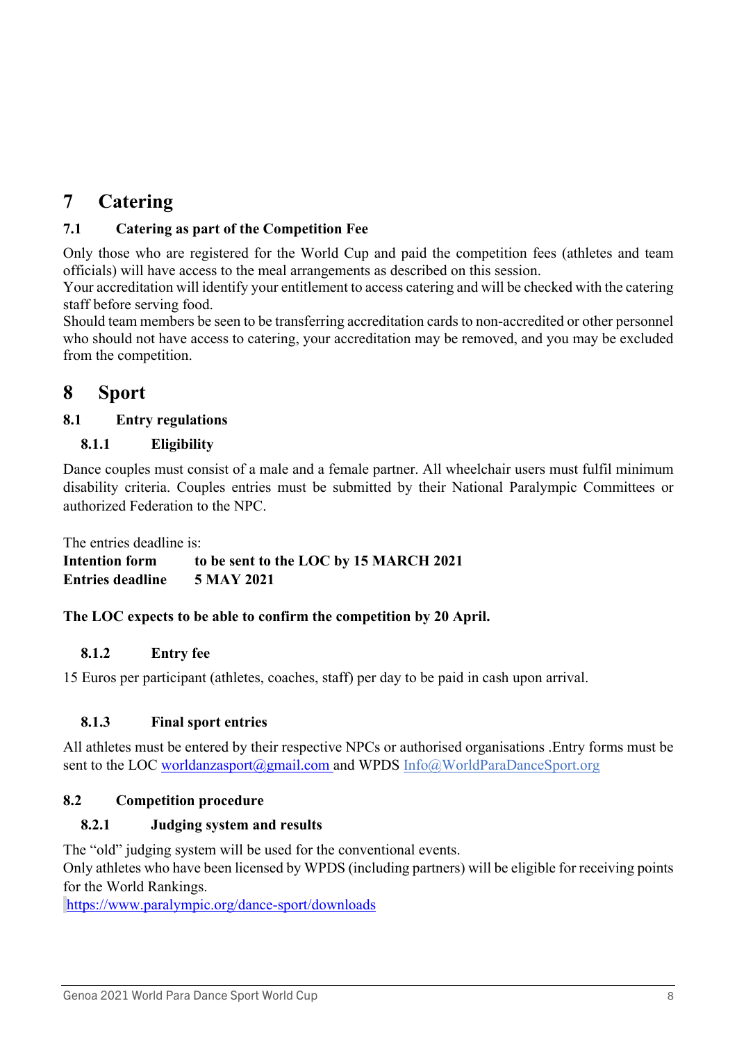# 7 Catering

## 7.1 Catering as part of the Competition Fee

Only those who are registered for the World Cup and paid the competition fees (athletes and team officials) will have access to the meal arrangements as described on this session.
Your accreditation will identify your entitlement to access catering and will be checked with the catering staff before serving food.
Should team members be seen to be transferring accreditation cards to non-accredited or other personnel who should not have access to catering, your accreditation may be removed, and you may be excluded from the competition.

# 8 Sport

## 8.1 Entry regulations

### 8.1.1 Eligibility

Dance couples must consist of a male and a female partner. All wheelchair users must fulfil minimum disability criteria. Couples entries must be submitted by their National Paralympic Committees or authorized Federation to the NPC.

The entries deadline is:
**Intention form** **to be sent to the LOC by 15 MARCH 2021**
**Entries deadline** **5 MAY 2021**

**The LOC expects to be able to confirm the competition by 20 April.**

### 8.1.2 Entry fee

15 Euros per participant (athletes, coaches, staff) per day to be paid in cash upon arrival.

### 8.1.3 Final sport entries

All athletes must be entered by their respective NPCs or authorised organisations .Entry forms must be sent to the LOC worldanzasport@gmail.com and WPDS Info@WorldParaDanceSport.org

## 8.2 Competition procedure

### 8.2.1 Judging system and results

The “old” judging system will be used for the conventional events.
Only athletes who have been licensed by WPDS (including partners) will be eligible for receiving points for the World Rankings.
https://www.paralympic.org/dance-sport/downloads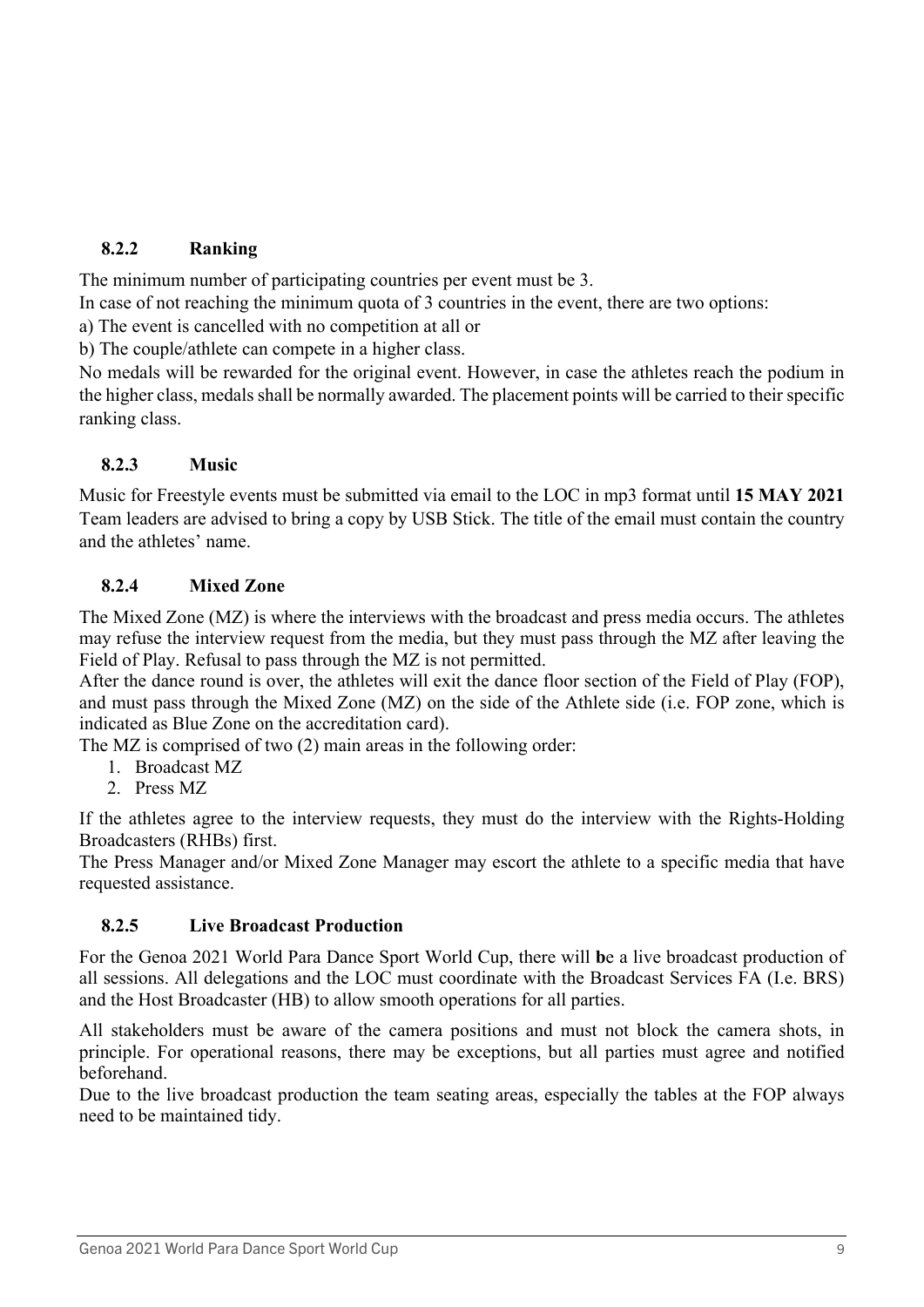### 8.2.2 Ranking

The minimum number of participating countries per event must be 3.

In case of not reaching the minimum quota of 3 countries in the event, there are two options:

a) The event is cancelled with no competition at all or

b) The couple/athlete can compete in a higher class.

No medals will be rewarded for the original event. However, in case the athletes reach the podium in the higher class, medals shall be normally awarded. The placement points will be carried to their specific ranking class.

### 8.2.3 Music

Music for Freestyle events must be submitted via email to the LOC in mp3 format until **15 MAY 2021** Team leaders are advised to bring a copy by USB Stick. The title of the email must contain the country and the athletes' name.

### 8.2.4 Mixed Zone

The Mixed Zone (MZ) is where the interviews with the broadcast and press media occurs. The athletes may refuse the interview request from the media, but they must pass through the MZ after leaving the Field of Play. Refusal to pass through the MZ is not permitted.

After the dance round is over, the athletes will exit the dance floor section of the Field of Play (FOP), and must pass through the Mixed Zone (MZ) on the side of the Athlete side (i.e. FOP zone, which is indicated as Blue Zone on the accreditation card).

The MZ is comprised of two (2) main areas in the following order:

1. Broadcast MZ
2. Press MZ

If the athletes agree to the interview requests, they must do the interview with the Rights-Holding Broadcasters (RHBs) first.

The Press Manager and/or Mixed Zone Manager may escort the athlete to a specific media that have requested assistance.

### 8.2.5 Live Broadcast Production

For the Genoa 2021 World Para Dance Sport World Cup, there will **b**e a live broadcast production of all sessions. All delegations and the LOC must coordinate with the Broadcast Services FA (I.e. BRS) and the Host Broadcaster (HB) to allow smooth operations for all parties.

All stakeholders must be aware of the camera positions and must not block the camera shots, in principle. For operational reasons, there may be exceptions, but all parties must agree and notified beforehand.

Due to the live broadcast production the team seating areas, especially the tables at the FOP always need to be maintained tidy.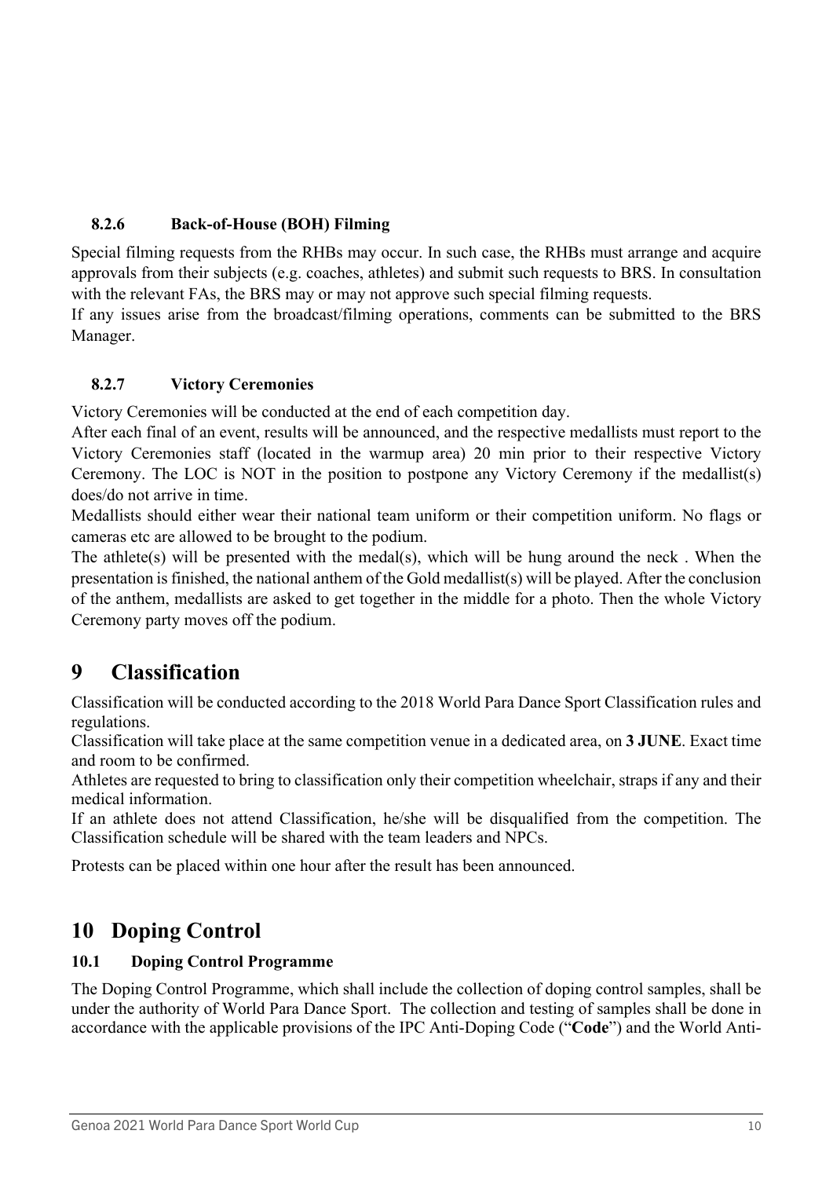#### 8.2.6 Back-of-House (BOH) Filming

Special filming requests from the RHBs may occur. In such case, the RHBs must arrange and acquire approvals from their subjects (e.g. coaches, athletes) and submit such requests to BRS. In consultation with the relevant FAs, the BRS may or may not approve such special filming requests.

If any issues arise from the broadcast/filming operations, comments can be submitted to the BRS Manager.

#### 8.2.7 Victory Ceremonies

Victory Ceremonies will be conducted at the end of each competition day.

After each final of an event, results will be announced, and the respective medallists must report to the Victory Ceremonies staff (located in the warmup area) 20 min prior to their respective Victory Ceremony. The LOC is NOT in the position to postpone any Victory Ceremony if the medallist(s) does/do not arrive in time.

Medallists should either wear their national team uniform or their competition uniform. No flags or cameras etc are allowed to be brought to the podium.

The athlete(s) will be presented with the medal(s), which will be hung around the neck . When the presentation is finished, the national anthem of the Gold medallist(s) will be played. After the conclusion of the anthem, medallists are asked to get together in the middle for a photo. Then the whole Victory Ceremony party moves off the podium.

# 9 Classification

Classification will be conducted according to the 2018 World Para Dance Sport Classification rules and regulations.

Classification will take place at the same competition venue in a dedicated area, on **3 JUNE**. Exact time and room to be confirmed.

Athletes are requested to bring to classification only their competition wheelchair, straps if any and their medical information.

If an athlete does not attend Classification, he/she will be disqualified from the competition. The Classification schedule will be shared with the team leaders and NPCs.

Protests can be placed within one hour after the result has been announced.

# 10 Doping Control

### 10.1 Doping Control Programme

The Doping Control Programme, which shall include the collection of doping control samples, shall be under the authority of World Para Dance Sport. The collection and testing of samples shall be done in accordance with the applicable provisions of the IPC Anti-Doping Code ("**Code**") and the World Anti-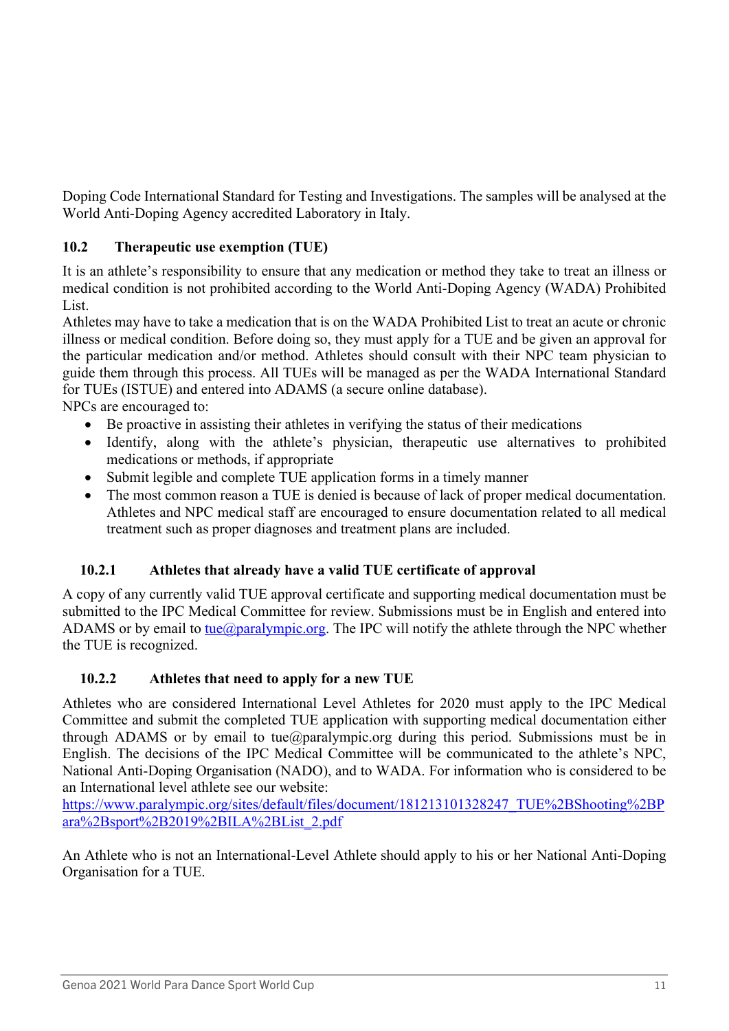Doping Code International Standard for Testing and Investigations. The samples will be analysed at the World Anti-Doping Agency accredited Laboratory in Italy.

### 10.2 Therapeutic use exemption (TUE)

It is an athlete's responsibility to ensure that any medication or method they take to treat an illness or medical condition is not prohibited according to the World Anti-Doping Agency (WADA) Prohibited List.

Athletes may have to take a medication that is on the WADA Prohibited List to treat an acute or chronic illness or medical condition. Before doing so, they must apply for a TUE and be given an approval for the particular medication and/or method. Athletes should consult with their NPC team physician to guide them through this process. All TUEs will be managed as per the WADA International Standard for TUEs (ISTUE) and entered into ADAMS (a secure online database).

NPCs are encouraged to:

- Be proactive in assisting their athletes in verifying the status of their medications
- Identify, along with the athlete's physician, therapeutic use alternatives to prohibited medications or methods, if appropriate
- Submit legible and complete TUE application forms in a timely manner
- The most common reason a TUE is denied is because of lack of proper medical documentation. Athletes and NPC medical staff are encouraged to ensure documentation related to all medical treatment such as proper diagnoses and treatment plans are included.

#### 10.2.1 Athletes that already have a valid TUE certificate of approval

A copy of any currently valid TUE approval certificate and supporting medical documentation must be submitted to the IPC Medical Committee for review. Submissions must be in English and entered into ADAMS or by email to tue@paralympic.org. The IPC will notify the athlete through the NPC whether the TUE is recognized.

#### 10.2.2 Athletes that need to apply for a new TUE

Athletes who are considered International Level Athletes for 2020 must apply to the IPC Medical Committee and submit the completed TUE application with supporting medical documentation either through ADAMS or by email to tue@paralympic.org during this period. Submissions must be in English. The decisions of the IPC Medical Committee will be communicated to the athlete's NPC, National Anti-Doping Organisation (NADO), and to WADA. For information who is considered to be an International level athlete see our website:
https://www.paralympic.org/sites/default/files/document/181213101328247_TUE%2BShooting%2BPara%2Bsport%2B2019%2BILA%2BList_2.pdf

An Athlete who is not an International-Level Athlete should apply to his or her National Anti-Doping Organisation for a TUE.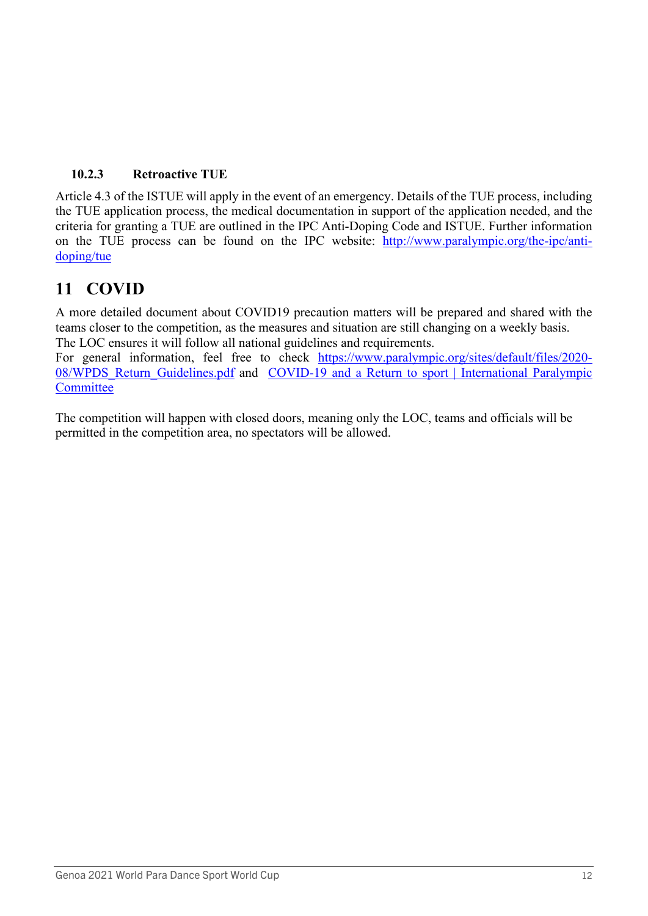### 10.2.3 Retroactive TUE

Article 4.3 of the ISTUE will apply in the event of an emergency. Details of the TUE process, including the TUE application process, the medical documentation in support of the application needed, and the criteria for granting a TUE are outlined in the IPC Anti-Doping Code and ISTUE. Further information on the TUE process can be found on the IPC website: [http://www.paralympic.org/the-ipc/anti-doping/tue](http://www.paralympic.org/the-ipc/anti-doping/tue)

# 11 COVID

A more detailed document about COVID19 precaution matters will be prepared and shared with the teams closer to the competition, as the measures and situation are still changing on a weekly basis.
The LOC ensures it will follow all national guidelines and requirements.
For general information, feel free to check [https://www.paralympic.org/sites/default/files/2020-08/WPDS_Return_Guidelines.pdf](https://www.paralympic.org/sites/default/files/2020-08/WPDS_Return_Guidelines.pdf) and COVID-19 and a Return to sport | International Paralympic Committee

The competition will happen with closed doors, meaning only the LOC, teams and officials will be permitted in the competition area, no spectators will be allowed.